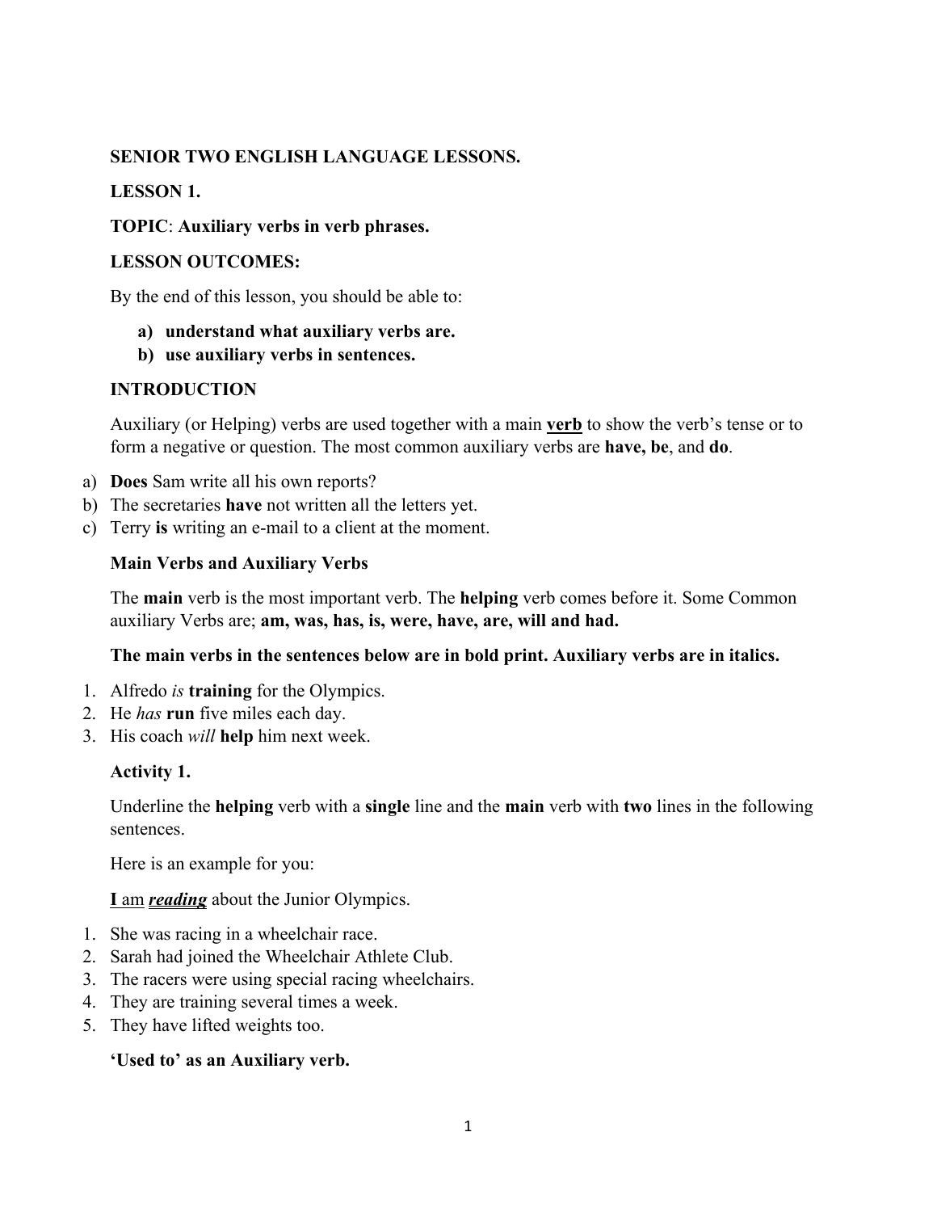**SENIOR TWO ENGLISH LANGUAGE LESSONS.**

**LESSON 1.**

**TOPIC**: **Auxiliary verbs in verb phrases.**

**LESSON OUTCOMES:**

By the end of this lesson, you should be able to:

**a) understand what auxiliary verbs are.**
**b) use auxiliary verbs in sentences.**

**INTRODUCTION**

Auxiliary (or Helping) verbs are used together with a main <u>**verb**</u> to show the verb's tense or to form a negative or question. The most common auxiliary verbs are **have, be**, and **do**.

a) **Does** Sam write all his own reports?
b) The secretaries **have** not written all the letters yet.
c) Terry **is** writing an e-mail to a client at the moment.

**Main Verbs and Auxiliary Verbs**

The **main** verb is the most important verb. The **helping** verb comes before it. Some Common auxiliary Verbs are; **am, was, has, is, were, have, are, will and had.**

**The main verbs in the sentences below are in bold print. Auxiliary verbs are in italics.**

1. Alfredo *is* **training** for the Olympics.
2. He *has* **run** five miles each day.
3. His coach *will* **help** him next week.

**Activity 1.**

Underline the **helping** verb with a **single** line and the **main** verb with **two** lines in the following sentences.

Here is an example for you:

<u>**I**</u> <u>am</u> <u>***reading***</u> about the Junior Olympics.

1. She was racing in a wheelchair race.
2. Sarah had joined the Wheelchair Athlete Club.
3. The racers were using special racing wheelchairs.
4. They are training several times a week.
5. They have lifted weights too.

**'Used to' as an Auxiliary verb.**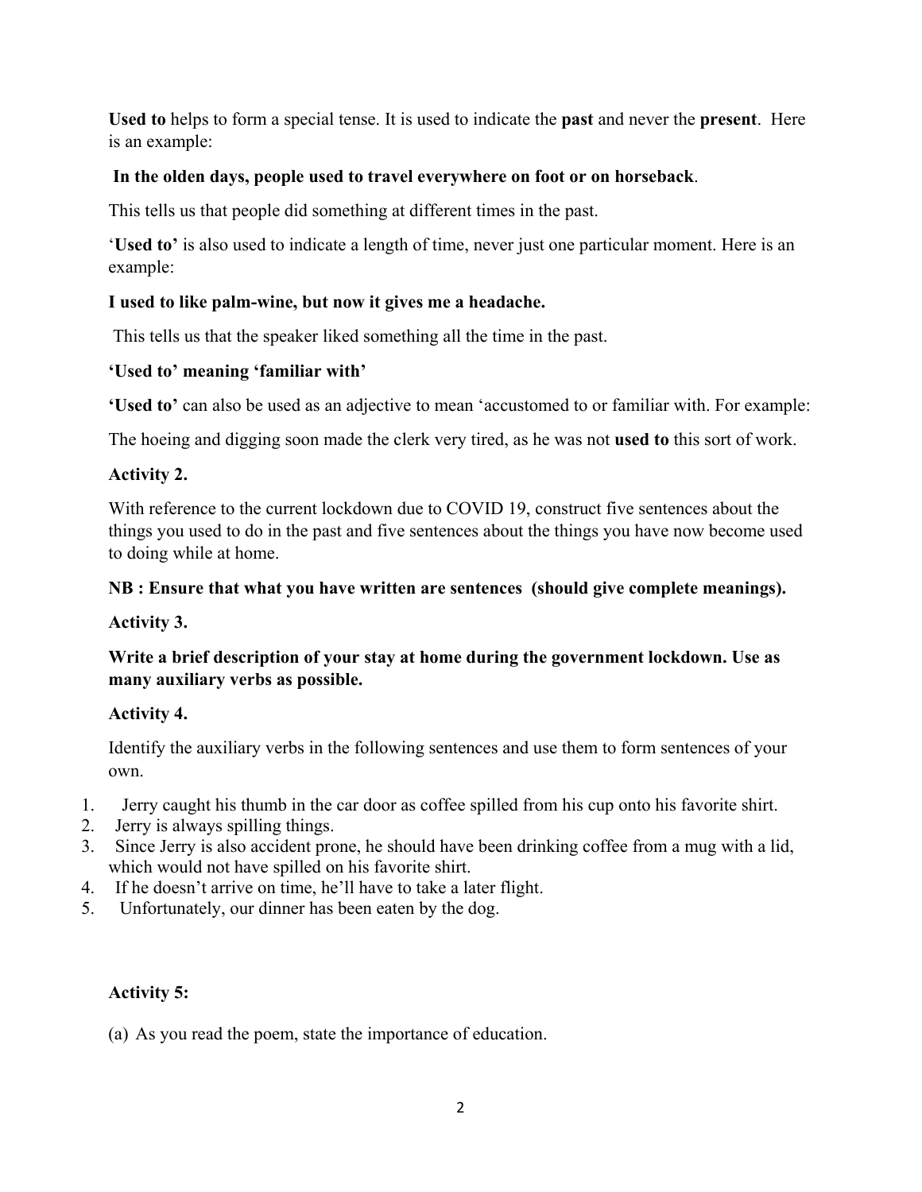**Used to** helps to form a special tense. It is used to indicate the **past** and never the **present**. Here is an example:

**In the olden days, people used to travel everywhere on foot or on horseback**.

This tells us that people did something at different times in the past.

'**Used to'** is also used to indicate a length of time, never just one particular moment. Here is an example:

**I used to like palm-wine, but now it gives me a headache.**

This tells us that the speaker liked something all the time in the past.

**'Used to' meaning 'familiar with'**

**'Used to'** can also be used as an adjective to mean 'accustomed to or familiar with. For example:

The hoeing and digging soon made the clerk very tired, as he was not **used to** this sort of work.

**Activity 2.**

With reference to the current lockdown due to COVID 19, construct five sentences about the things you used to do in the past and five sentences about the things you have now become used to doing while at home.

**NB : Ensure that what you have written are sentences (should give complete meanings).**

**Activity 3.**

**Write a brief description of your stay at home during the government lockdown. Use as many auxiliary verbs as possible.**

**Activity 4.**

Identify the auxiliary verbs in the following sentences and use them to form sentences of your own.

1. Jerry caught his thumb in the car door as coffee spilled from his cup onto his favorite shirt.
2. Jerry is always spilling things.
3. Since Jerry is also accident prone, he should have been drinking coffee from a mug with a lid, which would not have spilled on his favorite shirt.
4. If he doesn't arrive on time, he'll have to take a later flight.
5. Unfortunately, our dinner has been eaten by the dog.

**Activity 5:**

(a) As you read the poem, state the importance of education.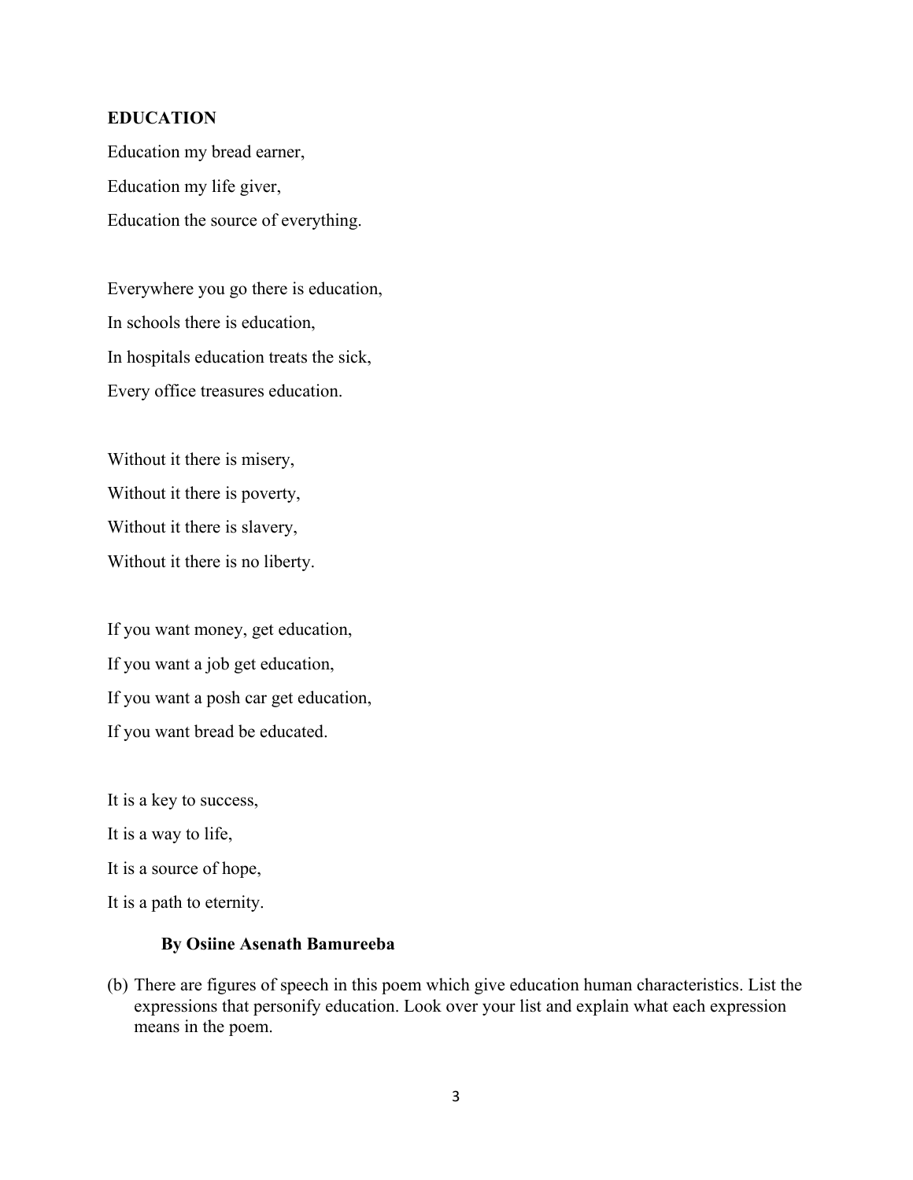**EDUCATION**

Education my bread earner,

Education my life giver,

Education the source of everything.

Everywhere you go there is education,

In schools there is education,

In hospitals education treats the sick,

Every office treasures education.

Without it there is misery,

Without it there is poverty,

Without it there is slavery,

Without it there is no liberty.

If you want money, get education,

If you want a job get education,

If you want a posh car get education,

If you want bread be educated.

It is a key to success,

It is a way to life,

It is a source of hope,

It is a path to eternity.

**By Osiine Asenath Bamureeba**

(b) There are figures of speech in this poem which give education human characteristics. List the expressions that personify education. Look over your list and explain what each expression means in the poem.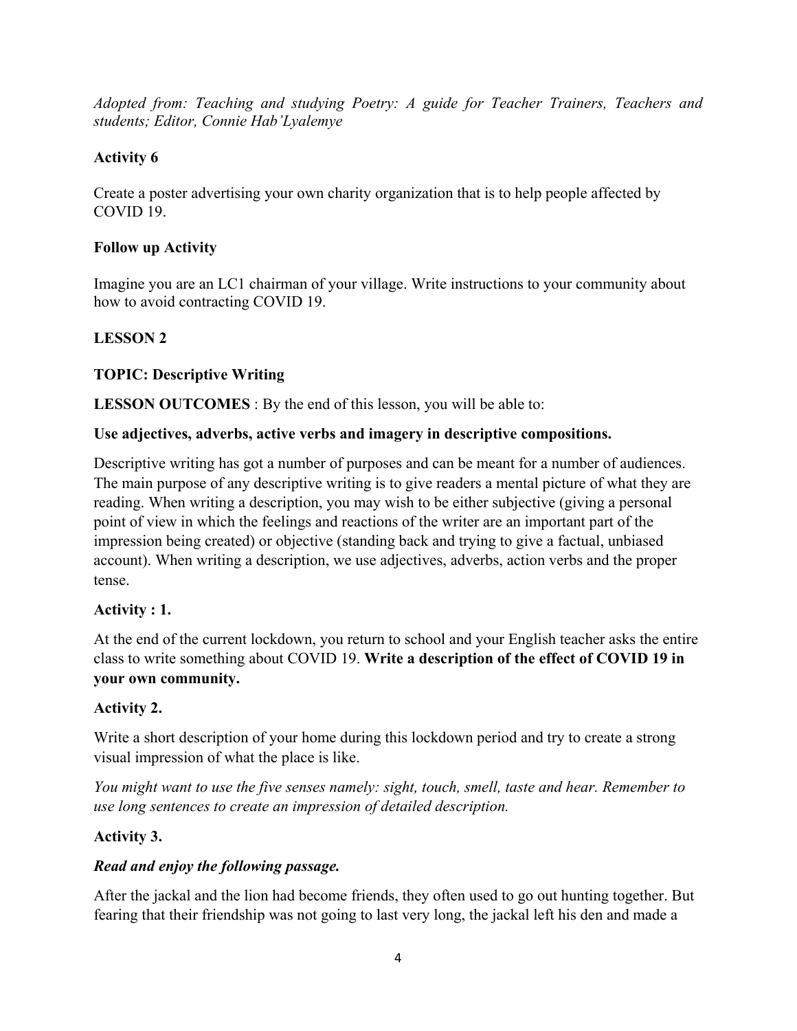*Adopted from: Teaching and studying Poetry: A guide for Teacher Trainers, Teachers and students; Editor, Connie Hab'Lyalemye*

**Activity 6**

Create a poster advertising your own charity organization that is to help people affected by COVID 19.

**Follow up Activity**

Imagine you are an LC1 chairman of your village. Write instructions to your community about how to avoid contracting COVID 19.

## LESSON 2

**TOPIC: Descriptive Writing**

**LESSON OUTCOMES** : By the end of this lesson, you will be able to:

**Use adjectives, adverbs, active verbs and imagery in descriptive compositions.**

Descriptive writing has got a number of purposes and can be meant for a number of audiences. The main purpose of any descriptive writing is to give readers a mental picture of what they are reading. When writing a description, you may wish to be either subjective (giving a personal point of view in which the feelings and reactions of the writer are an important part of the impression being created) or objective (standing back and trying to give a factual, unbiased account). When writing a description, we use adjectives, adverbs, action verbs and the proper tense.

**Activity : 1.**

At the end of the current lockdown, you return to school and your English teacher asks the entire class to write something about COVID 19. **Write a description of the effect of COVID 19 in your own community.**

**Activity 2.**

Write a short description of your home during this lockdown period and try to create a strong visual impression of what the place is like.

*You might want to use the five senses namely: sight, touch, smell, taste and hear. Remember to use long sentences to create an impression of detailed description.*

**Activity 3.**

***Read and enjoy the following passage.***

After the jackal and the lion had become friends, they often used to go out hunting together. But fearing that their friendship was not going to last very long, the jackal left his den and made a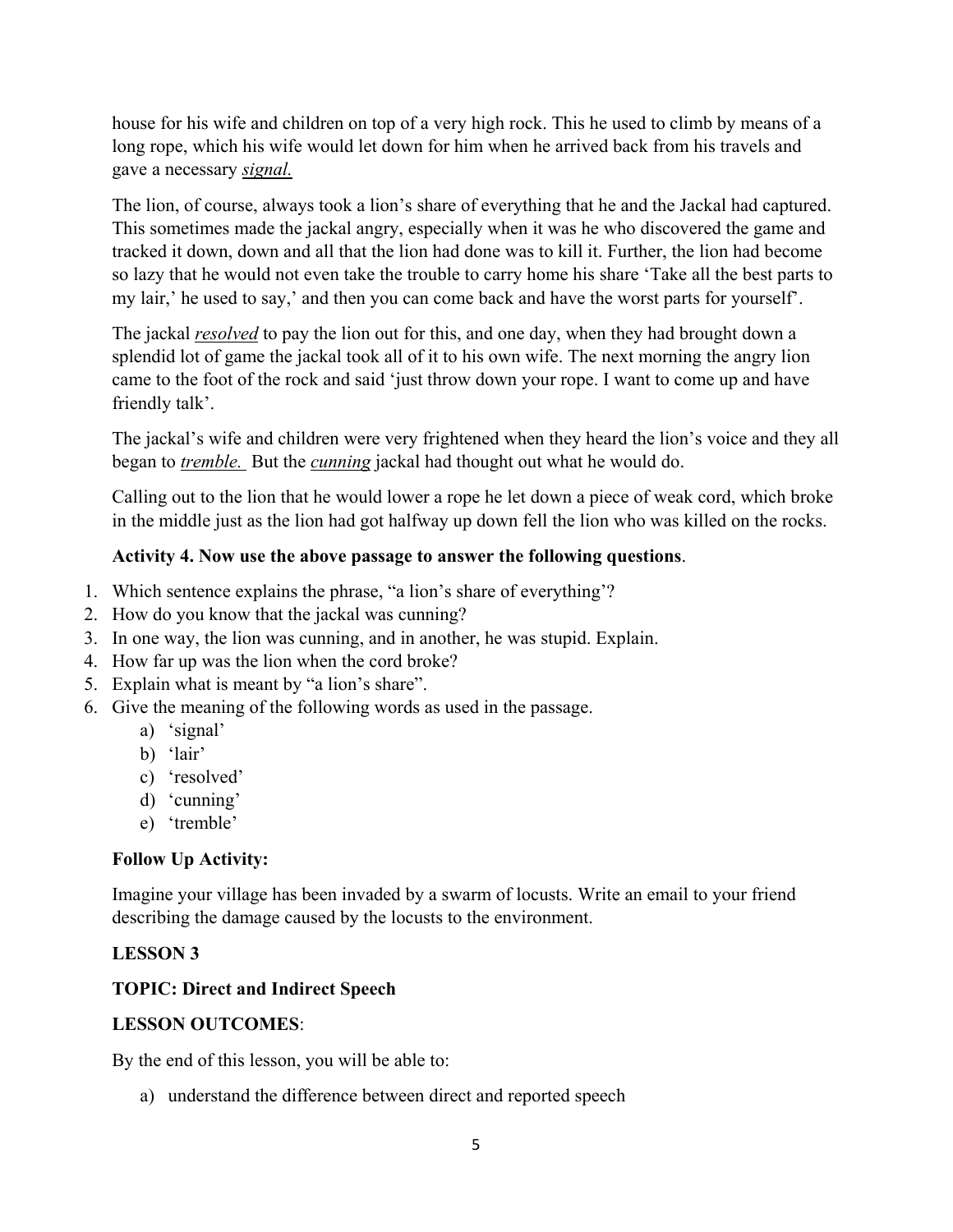house for his wife and children on top of a very high rock. This he used to climb by means of a long rope, which his wife would let down for him when he arrived back from his travels and gave a necessary ***signal.***

The lion, of course, always took a lion's share of everything that he and the Jackal had captured. This sometimes made the jackal angry, especially when it was he who discovered the game and tracked it down, down and all that the lion had done was to kill it. Further, the lion had become so lazy that he would not even take the trouble to carry home his share 'Take all the best parts to my lair,' he used to say,' and then you can come back and have the worst parts for yourself'.

The jackal ***resolved*** to pay the lion out for this, and one day, when they had brought down a splendid lot of game the jackal took all of it to his own wife. The next morning the angry lion came to the foot of the rock and said 'just throw down your rope. I want to come up and have friendly talk'.

The jackal's wife and children were very frightened when they heard the lion's voice and they all began to ***tremble.*** But the ***cunning*** jackal had thought out what he would do.

Calling out to the lion that he would lower a rope he let down a piece of weak cord, which broke in the middle just as the lion had got halfway up down fell the lion who was killed on the rocks.

**Activity 4. Now use the above passage to answer the following questions**.

1. Which sentence explains the phrase, "a lion's share of everything'?
2. How do you know that the jackal was cunning?
3. In one way, the lion was cunning, and in another, he was stupid. Explain.
4. How far up was the lion when the cord broke?
5. Explain what is meant by "a lion's share".
6. Give the meaning of the following words as used in the passage.
   a) 'signal'
   b) 'lair'
   c) 'resolved'
   d) 'cunning'
   e) 'tremble'

**Follow Up Activity:**

Imagine your village has been invaded by a swarm of locusts. Write an email to your friend describing the damage caused by the locusts to the environment.

**LESSON 3**

**TOPIC: Direct and Indirect Speech**

**LESSON OUTCOMES**:

By the end of this lesson, you will be able to:

a) understand the difference between direct and reported speech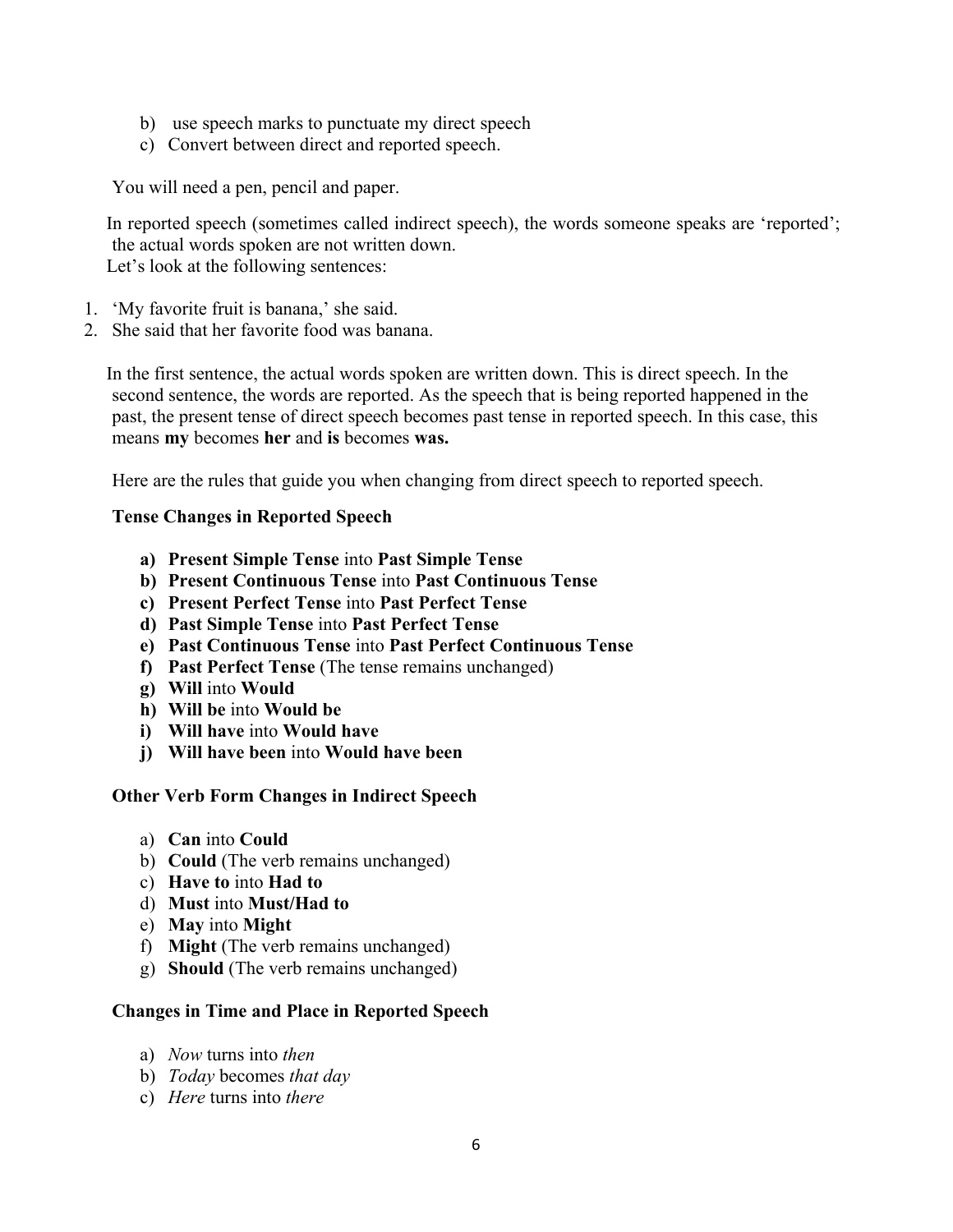b) use speech marks to punctuate my direct speech
c) Convert between direct and reported speech.

You will need a pen, pencil and paper.

In reported speech (sometimes called indirect speech), the words someone speaks are 'reported'; the actual words spoken are not written down.
Let's look at the following sentences:

1. 'My favorite fruit is banana,' she said.
2. She said that her favorite food was banana.

In the first sentence, the actual words spoken are written down. This is direct speech. In the second sentence, the words are reported. As the speech that is being reported happened in the past, the present tense of direct speech becomes past tense in reported speech. In this case, this means **my** becomes **her** and **is** becomes **was.**

Here are the rules that guide you when changing from direct speech to reported speech.

**Tense Changes in Reported Speech**

a) **Present Simple Tense** into **Past Simple Tense**
b) **Present Continuous Tense** into **Past Continuous Tense**
c) **Present Perfect Tense** into **Past Perfect Tense**
d) **Past Simple Tense** into **Past Perfect Tense**
e) **Past Continuous Tense** into **Past Perfect Continuous Tense**
f) **Past Perfect Tense** (The tense remains unchanged)
g) **Will** into **Would**
h) **Will be** into **Would be**
i) **Will have** into **Would have**
j) **Will have been** into **Would have been**

**Other Verb Form Changes in Indirect Speech**

a) **Can** into **Could**
b) **Could** (The verb remains unchanged)
c) **Have to** into **Had to**
d) **Must** into **Must/Had to**
e) **May** into **Might**
f) **Might** (The verb remains unchanged)
g) **Should** (The verb remains unchanged)

**Changes in Time and Place in Reported Speech**

a) *Now* turns into *then*
b) *Today* becomes *that day*
c) *Here* turns into *there*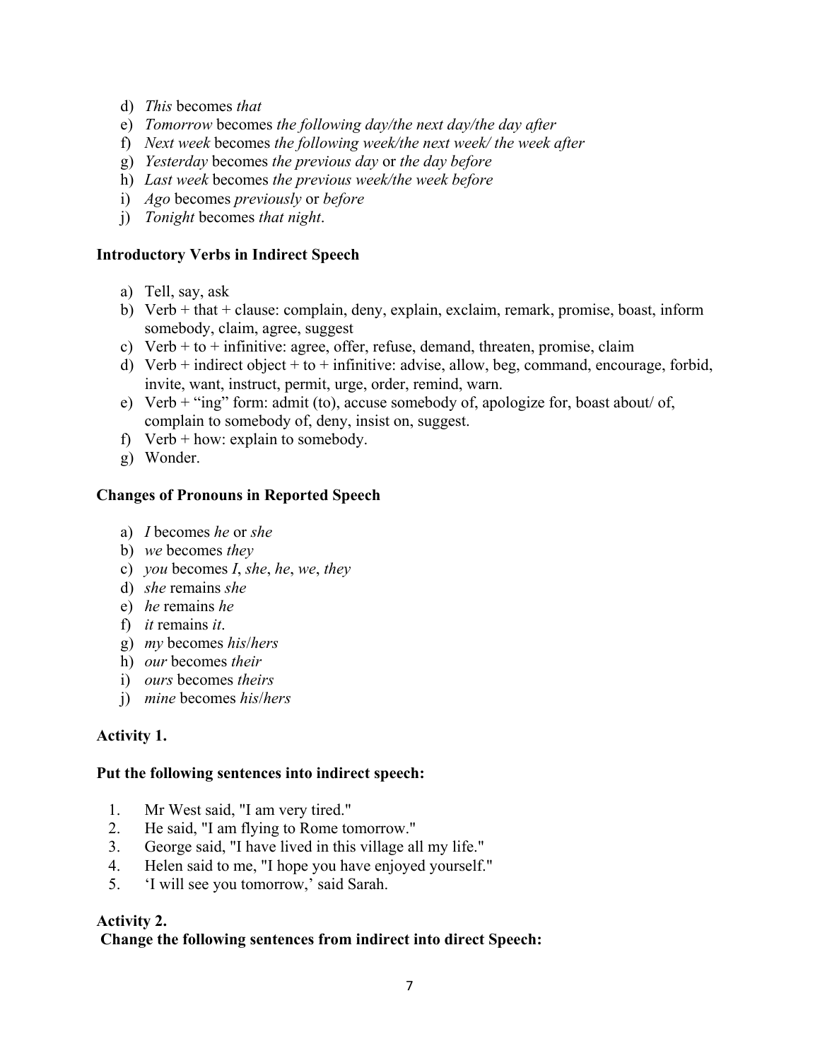d) *This* becomes *that*
e) *Tomorrow* becomes *the following day/the next day/the day after*
f) *Next week* becomes *the following week/the next week/ the week after*
g) *Yesterday* becomes *the previous day* or *the day before*
h) *Last week* becomes *the previous week/the week before*
i) *Ago* becomes *previously* or *before*
j) *Tonight* becomes *that night*.

**Introductory Verbs in Indirect Speech**

a) Tell, say, ask
b) Verb + that + clause: complain, deny, explain, exclaim, remark, promise, boast, inform somebody, claim, agree, suggest
c) Verb + to + infinitive: agree, offer, refuse, demand, threaten, promise, claim
d) Verb + indirect object + to + infinitive: advise, allow, beg, command, encourage, forbid, invite, want, instruct, permit, urge, order, remind, warn.
e) Verb + "ing" form: admit (to), accuse somebody of, apologize for, boast about/ of, complain to somebody of, deny, insist on, suggest.
f) Verb + how: explain to somebody.
g) Wonder.

**Changes of Pronouns in Reported Speech**

a) *I* becomes *he* or *she*
b) *we* becomes *they*
c) *you* becomes *I*, *she*, *he*, *we*, *they*
d) *she* remains *she*
e) *he* remains *he*
f) *it* remains *it*.
g) *my* becomes *his*/*hers*
h) *our* becomes *their*
i) *ours* becomes *theirs*
j) *mine* becomes *his*/*hers*

**Activity 1.**

**Put the following sentences into indirect speech:**

1. Mr West said, "I am very tired."
2. He said, "I am flying to Rome tomorrow."
3. George said, "I have lived in this village all my life."
4. Helen said to me, "I hope you have enjoyed yourself."
5. 'I will see you tomorrow,' said Sarah.

**Activity 2.**
**Change the following sentences from indirect into direct Speech:**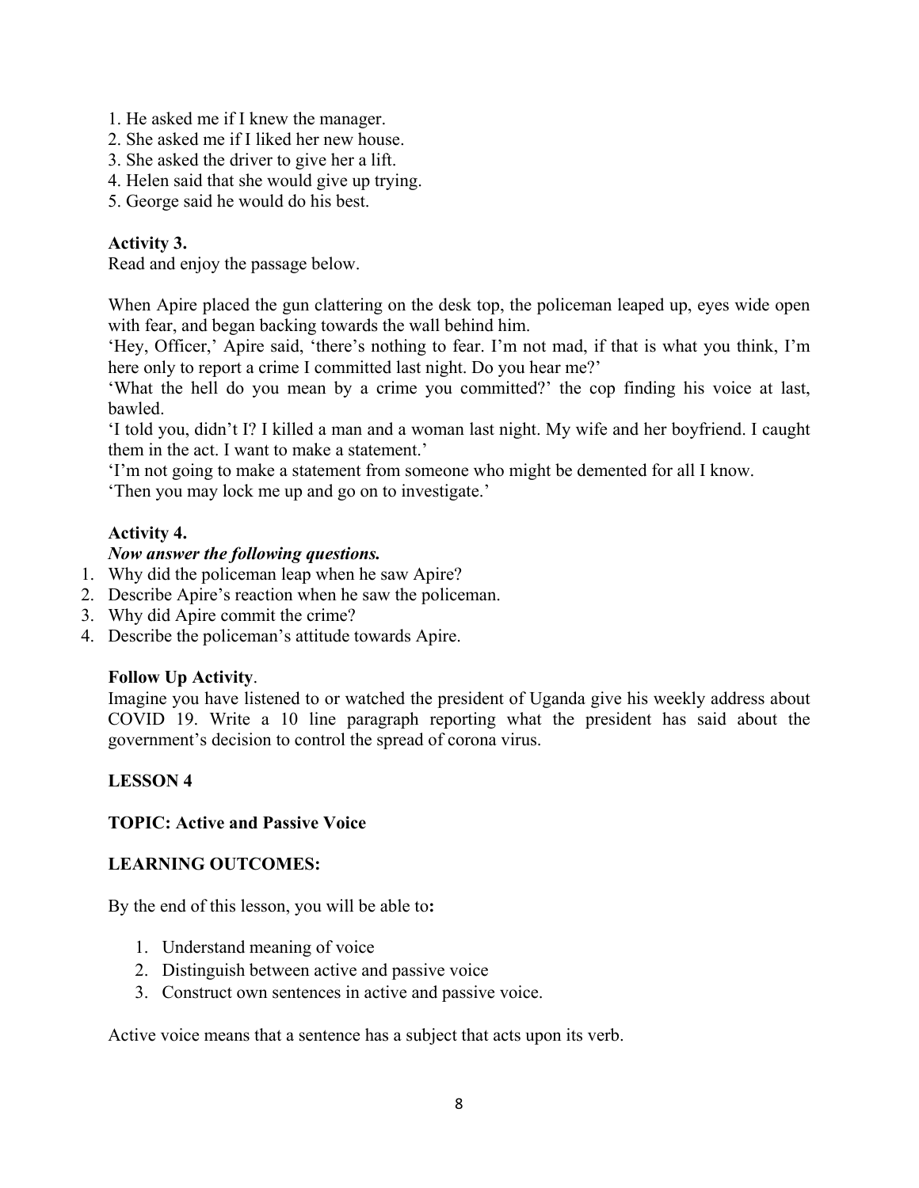1. He asked me if I knew the manager.
2. She asked me if I liked her new house.
3. She asked the driver to give her a lift.
4. Helen said that she would give up trying.
5. George said he would do his best.

**Activity 3.**

Read and enjoy the passage below.

When Apire placed the gun clattering on the desk top, the policeman leaped up, eyes wide open with fear, and began backing towards the wall behind him.

'Hey, Officer,' Apire said, 'there's nothing to fear. I'm not mad, if that is what you think, I'm here only to report a crime I committed last night. Do you hear me?'

'What the hell do you mean by a crime you committed?' the cop finding his voice at last, bawled.

'I told you, didn't I? I killed a man and a woman last night. My wife and her boyfriend. I caught them in the act. I want to make a statement.'

'I'm not going to make a statement from someone who might be demented for all I know.

'Then you may lock me up and go on to investigate.'

**Activity 4.**

***Now answer the following questions.***

1. Why did the policeman leap when he saw Apire?
2. Describe Apire's reaction when he saw the policeman.
3. Why did Apire commit the crime?
4. Describe the policeman's attitude towards Apire.

**Follow Up Activity**.

Imagine you have listened to or watched the president of Uganda give his weekly address about COVID 19. Write a 10 line paragraph reporting what the president has said about the government's decision to control the spread of corona virus.

**LESSON 4**

**TOPIC: Active and Passive Voice**

**LEARNING OUTCOMES:**

By the end of this lesson, you will be able to**:**

1. Understand meaning of voice
2. Distinguish between active and passive voice
3. Construct own sentences in active and passive voice.

Active voice means that a sentence has a subject that acts upon its verb.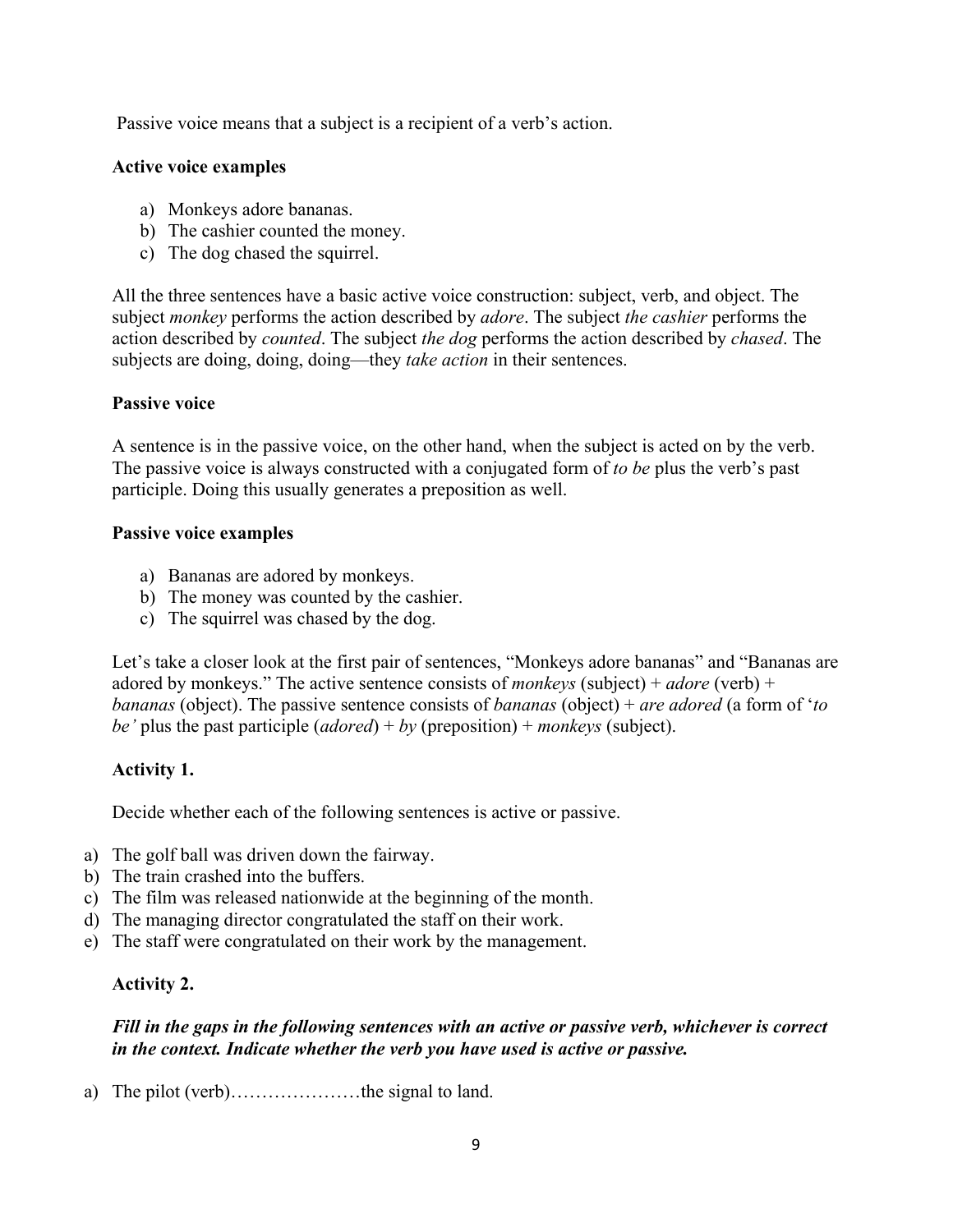Passive voice means that a subject is a recipient of a verb's action.

**Active voice examples**

a) Monkeys adore bananas.
b) The cashier counted the money.
c) The dog chased the squirrel.

All the three sentences have a basic active voice construction: subject, verb, and object. The subject *monkey* performs the action described by *adore*. The subject *the cashier* performs the action described by *counted*. The subject *the dog* performs the action described by *chased*. The subjects are doing, doing, doing—they *take action* in their sentences.

**Passive voice**

A sentence is in the passive voice, on the other hand, when the subject is acted on by the verb. The passive voice is always constructed with a conjugated form of *to be* plus the verb's past participle. Doing this usually generates a preposition as well.

**Passive voice examples**

a) Bananas are adored by monkeys.
b) The money was counted by the cashier.
c) The squirrel was chased by the dog.

Let's take a closer look at the first pair of sentences, "Monkeys adore bananas" and "Bananas are adored by monkeys." The active sentence consists of *monkeys* (subject) + *adore* (verb) + *bananas* (object). The passive sentence consists of *bananas* (object) + *are adored* (a form of '*to be'* plus the past participle (*adored*) + *by* (preposition) + *monkeys* (subject).

**Activity 1.**

Decide whether each of the following sentences is active or passive.

a) The golf ball was driven down the fairway.
b) The train crashed into the buffers.
c) The film was released nationwide at the beginning of the month.
d) The managing director congratulated the staff on their work.
e) The staff were congratulated on their work by the management.

**Activity 2.**

***Fill in the gaps in the following sentences with an active or passive verb, whichever is correct in the context. Indicate whether the verb you have used is active or passive.***

a) The pilot (verb)…………………the signal to land.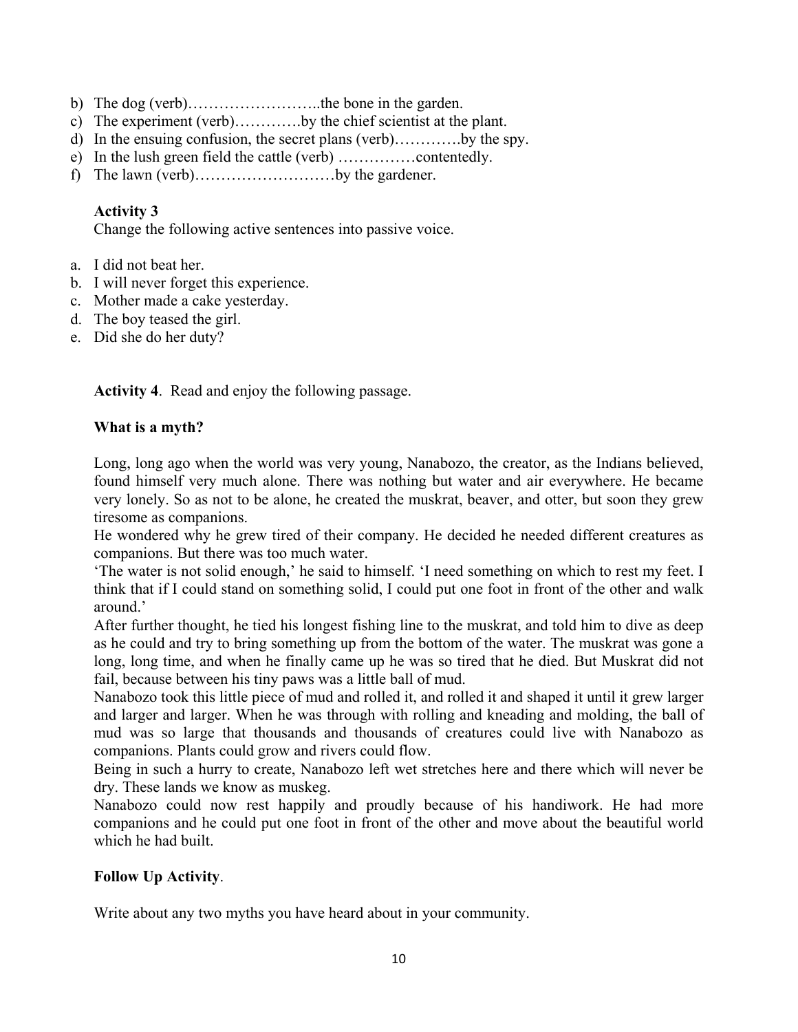b) The dog (verb)……………………..the bone in the garden.
c) The experiment (verb)………….by the chief scientist at the plant.
d) In the ensuing confusion, the secret plans (verb)…………by the spy.
e) In the lush green field the cattle (verb) ……………contentedly.
f) The lawn (verb)………………………by the gardener.

**Activity 3**

Change the following active sentences into passive voice.

a. I did not beat her.
b. I will never forget this experience.
c. Mother made a cake yesterday.
d. The boy teased the girl.
e. Did she do her duty?

**Activity 4**. Read and enjoy the following passage.

**What is a myth?**

Long, long ago when the world was very young, Nanabozo, the creator, as the Indians believed, found himself very much alone. There was nothing but water and air everywhere. He became very lonely. So as not to be alone, he created the muskrat, beaver, and otter, but soon they grew tiresome as companions.

He wondered why he grew tired of their company. He decided he needed different creatures as companions. But there was too much water.

'The water is not solid enough,' he said to himself. 'I need something on which to rest my feet. I think that if I could stand on something solid, I could put one foot in front of the other and walk around.'

After further thought, he tied his longest fishing line to the muskrat, and told him to dive as deep as he could and try to bring something up from the bottom of the water. The muskrat was gone a long, long time, and when he finally came up he was so tired that he died. But Muskrat did not fail, because between his tiny paws was a little ball of mud.

Nanabozo took this little piece of mud and rolled it, and rolled it and shaped it until it grew larger and larger and larger. When he was through with rolling and kneading and molding, the ball of mud was so large that thousands and thousands of creatures could live with Nanabozo as companions. Plants could grow and rivers could flow.

Being in such a hurry to create, Nanabozo left wet stretches here and there which will never be dry. These lands we know as muskeg.

Nanabozo could now rest happily and proudly because of his handiwork. He had more companions and he could put one foot in front of the other and move about the beautiful world which he had built.

**Follow Up Activity**.

Write about any two myths you have heard about in your community.